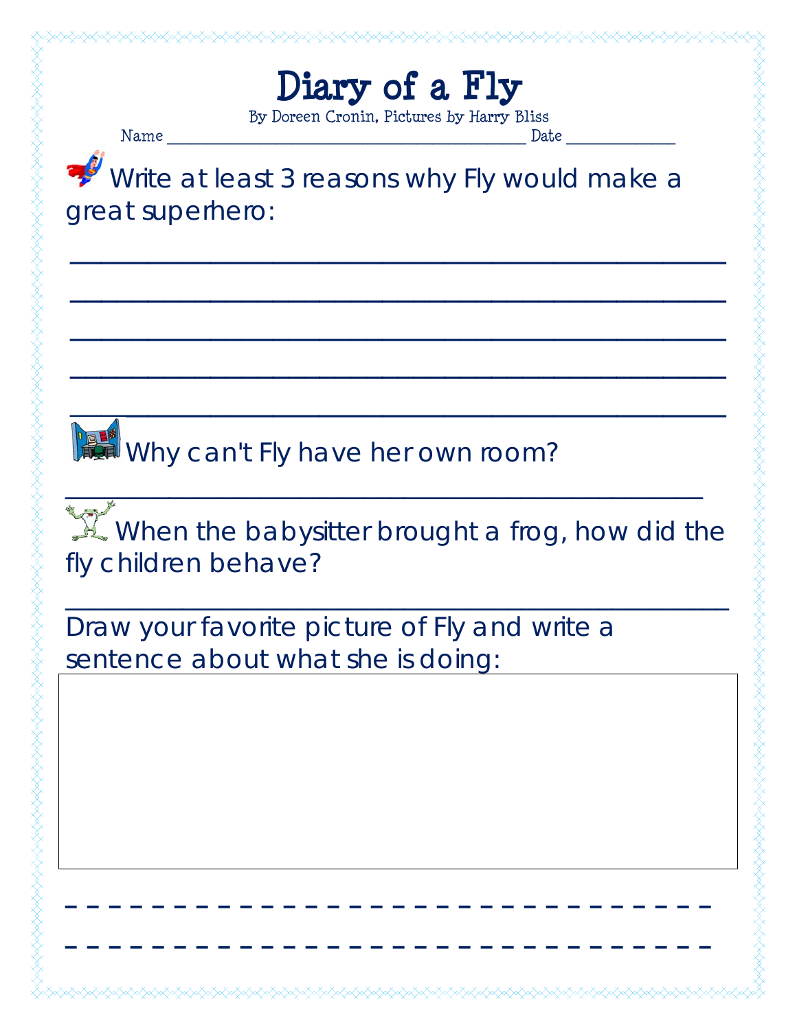# Diary of a Fly

By Doreen Cronin, Pictures by Harry Bliss

Name ______________________________ Date __________

Write at least 3 reasons why Fly would make a great superhero:

______________________________________________

______________________________________________

______________________________________________

______________________________________________

______________________________________________

Why can't Fly have her own room?

______________________________________________

When the babysitter brought a frog, how did the fly children behave?

______________________________________________

Draw your favorite picture of Fly and write a sentence about what she is doing:

- - - - - - - - - - - - - - - - - - - - - - - - - - - - - -

- - - - - - - - - - - - - - - - - - - - - - - - - - - - - -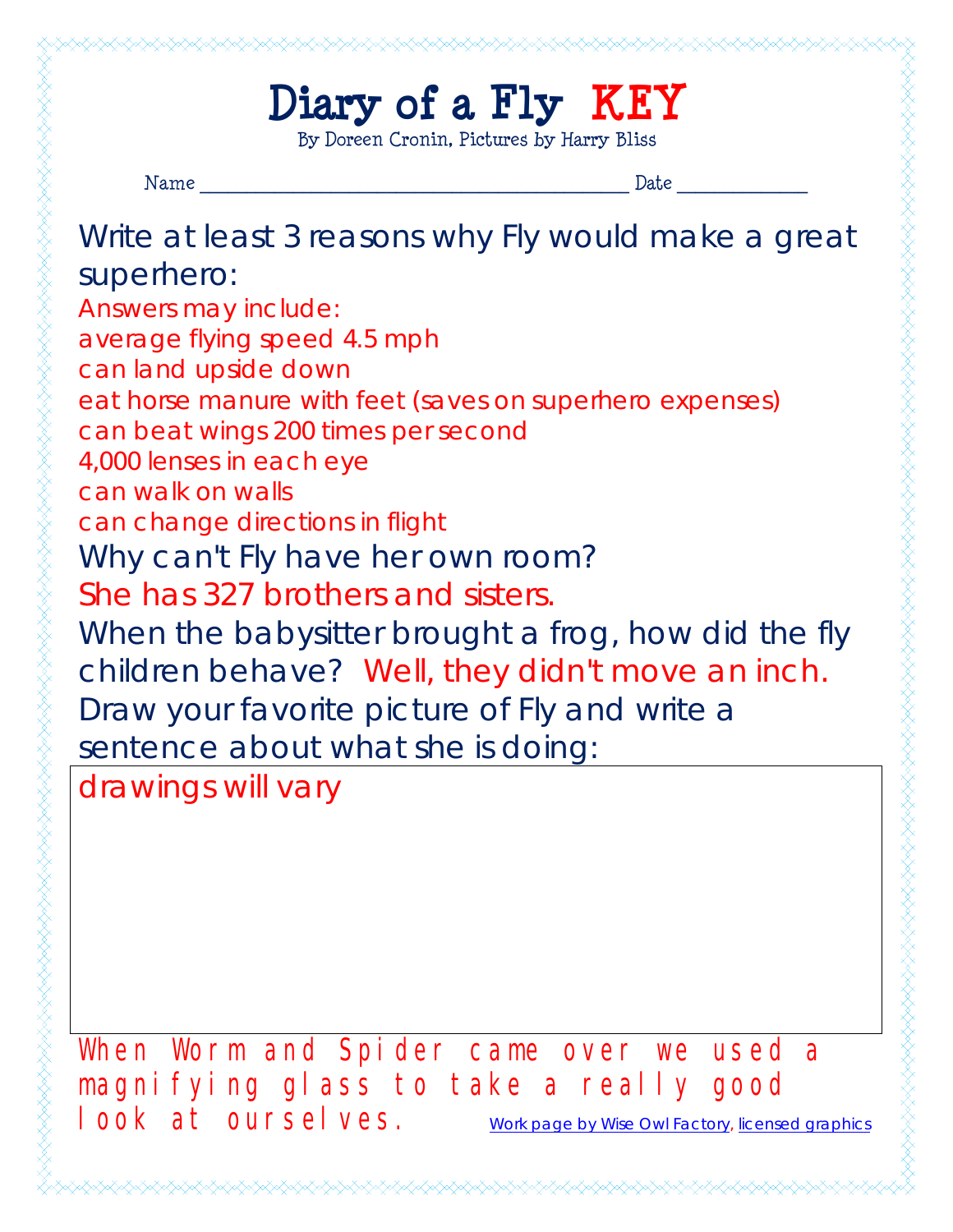# Diary of a Fly KEY

By Doreen Cronin, Pictures by Harry Bliss

Name ________________________________________ Date ____________

Write at least 3 reasons why Fly would make a great superhero:

Answers may include:
average flying speed 4.5 mph
can land upside down
eat horse manure with feet (saves on superhero expenses)
can beat wings 200 times per second
4,000 lenses in each eye
can walk on walls
can change directions in flight

Why can't Fly have her own room?

She has 327 brothers and sisters.

When the babysitter brought a frog, how did the fly children behave? Well, they didn't move an inch.

Draw your favorite picture of Fly and write a sentence about what she is doing:

drawings will vary

When Worm and Spider came over we used a magnifying glass to take a really good look at ourselves.

Work page by Wise Owl Factory, licensed graphics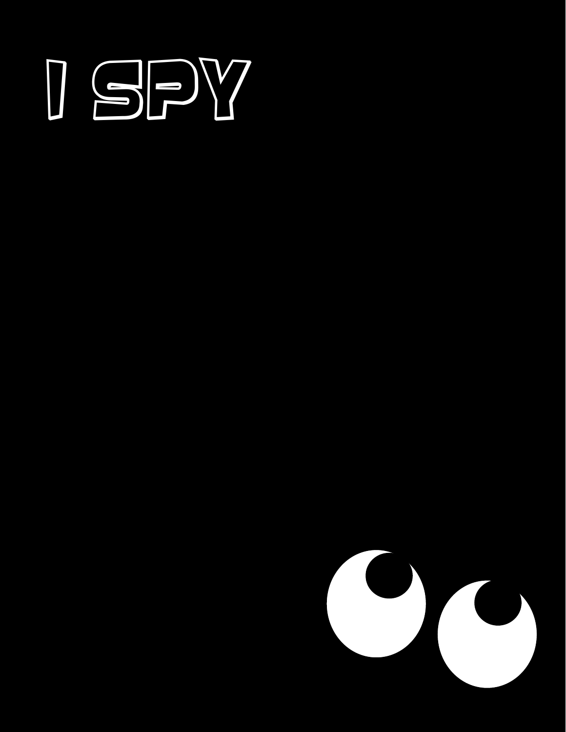# I SPY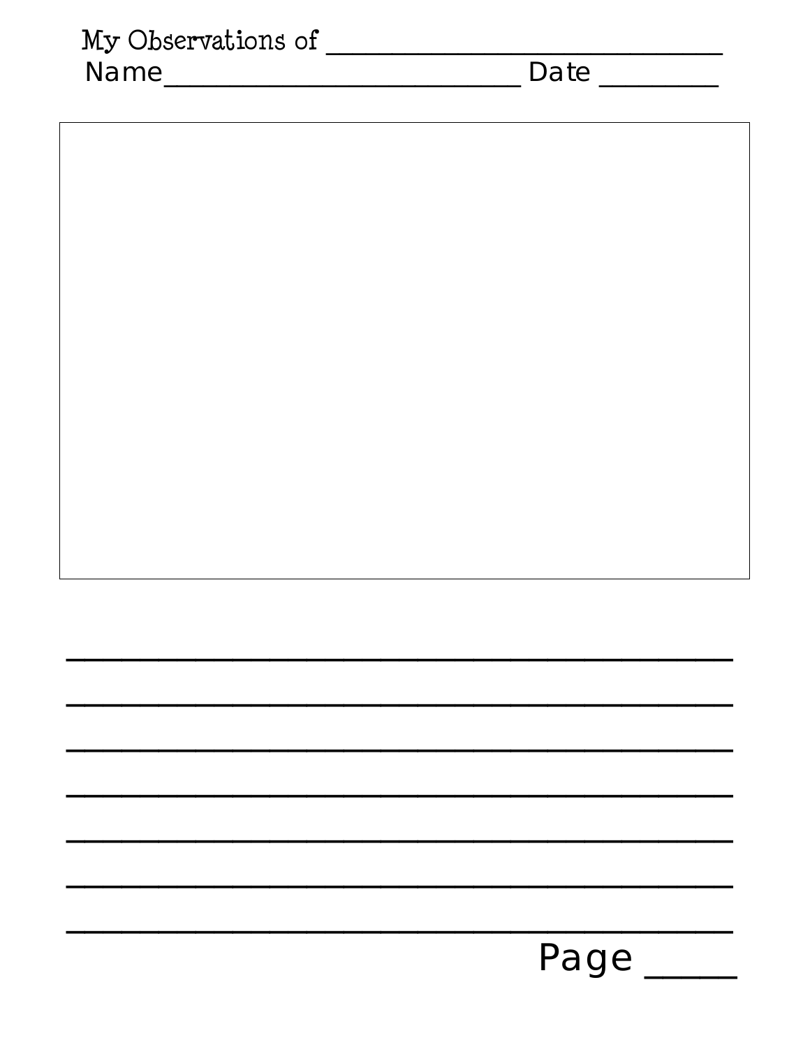My Observations of ___________________________

Name___________________________ Date _________

___________________________________________

___________________________________________

___________________________________________

___________________________________________

___________________________________________

___________________________________________

___________________________________________

Page _____